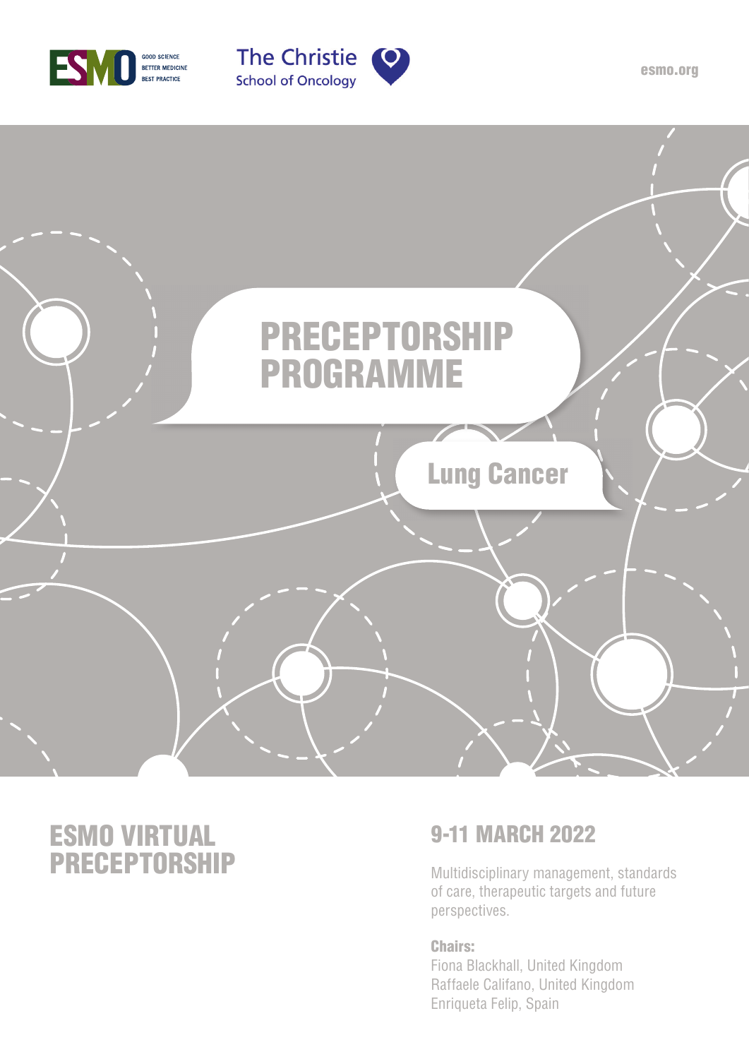ESMO GOOD SCIENCE BETTER MEDICINE BEST PRACTICE

The Christie School of Oncology

esmo.org

# PRECEPTORSHIP PROGRAMME

## Lung Cancer

## ESMO VIRTUAL PRECEPTORSHIP

## 9-11 MARCH 2022

Multidisciplinary management, standards of care, therapeutic targets and future perspectives.

**Chairs:**
Fiona Blackhall, United Kingdom
Raffaele Califano, United Kingdom
Enriqueta Felip, Spain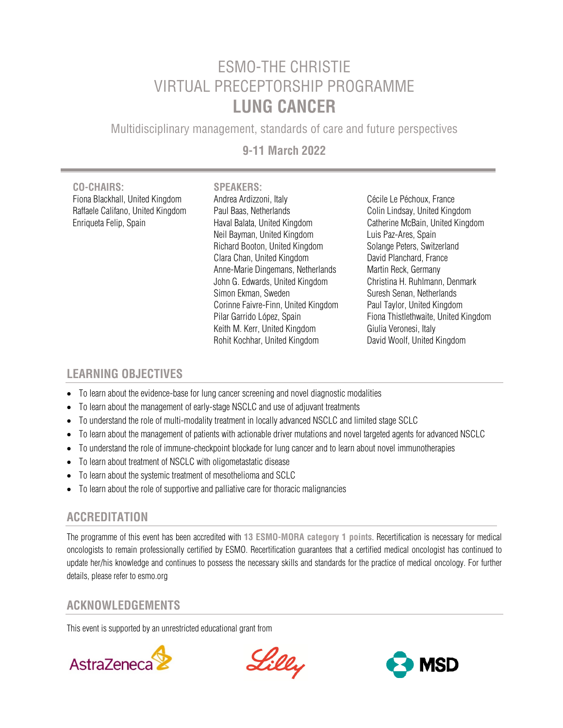# ESMO-THE CHRISTIE VIRTUAL PRECEPTORSHIP PROGRAMME

# LUNG CANCER

Multidisciplinary management, standards of care and future perspectives

**9-11 March 2022**

**CO-CHAIRS:**

Fiona Blackhall, United Kingdom
Raffaele Califano, United Kingdom
Enriqueta Felip, Spain

**SPEAKERS:**

Andrea Ardizzoni, Italy
Paul Baas, Netherlands
Haval Balata, United Kingdom
Neil Bayman, United Kingdom
Richard Booton, United Kingdom
Clara Chan, United Kingdom
Anne-Marie Dingemans, Netherlands
John G. Edwards, United Kingdom
Simon Ekman, Sweden
Corinne Faivre-Finn, United Kingdom
Pilar Garrido López, Spain
Keith M. Kerr, United Kingdom
Rohit Kochhar, United Kingdom
Cécile Le Péchoux, France
Colin Lindsay, United Kingdom
Catherine McBain, United Kingdom
Luis Paz-Ares, Spain
Solange Peters, Switzerland
David Planchard, France
Martin Reck, Germany
Christina H. Ruhlmann, Denmark
Suresh Senan, Netherlands
Paul Taylor, United Kingdom
Fiona Thistlethwaite, United Kingdom
Giulia Veronesi, Italy
David Woolf, United Kingdom

## LEARNING OBJECTIVES

- To learn about the evidence-base for lung cancer screening and novel diagnostic modalities
- To learn about the management of early-stage NSCLC and use of adjuvant treatments
- To understand the role of multi-modality treatment in locally advanced NSCLC and limited stage SCLC
- To learn about the management of patients with actionable driver mutations and novel targeted agents for advanced NSCLC
- To understand the role of immune-checkpoint blockade for lung cancer and to learn about novel immunotherapies
- To learn about treatment of NSCLC with oligometastatic disease
- To learn about the systemic treatment of mesothelioma and SCLC
- To learn about the role of supportive and palliative care for thoracic malignancies

## ACCREDITATION

The programme of this event has been accredited with **13 ESMO-MORA category 1 points**. Recertification is necessary for medical oncologists to remain professionally certified by ESMO. Recertification guarantees that a certified medical oncologist has continued to update her/his knowledge and continues to possess the necessary skills and standards for the practice of medical oncology. For further details, please refer to esmo.org

## ACKNOWLEDGEMENTS

This event is supported by an unrestricted educational grant from

AstraZeneca Lilly MSD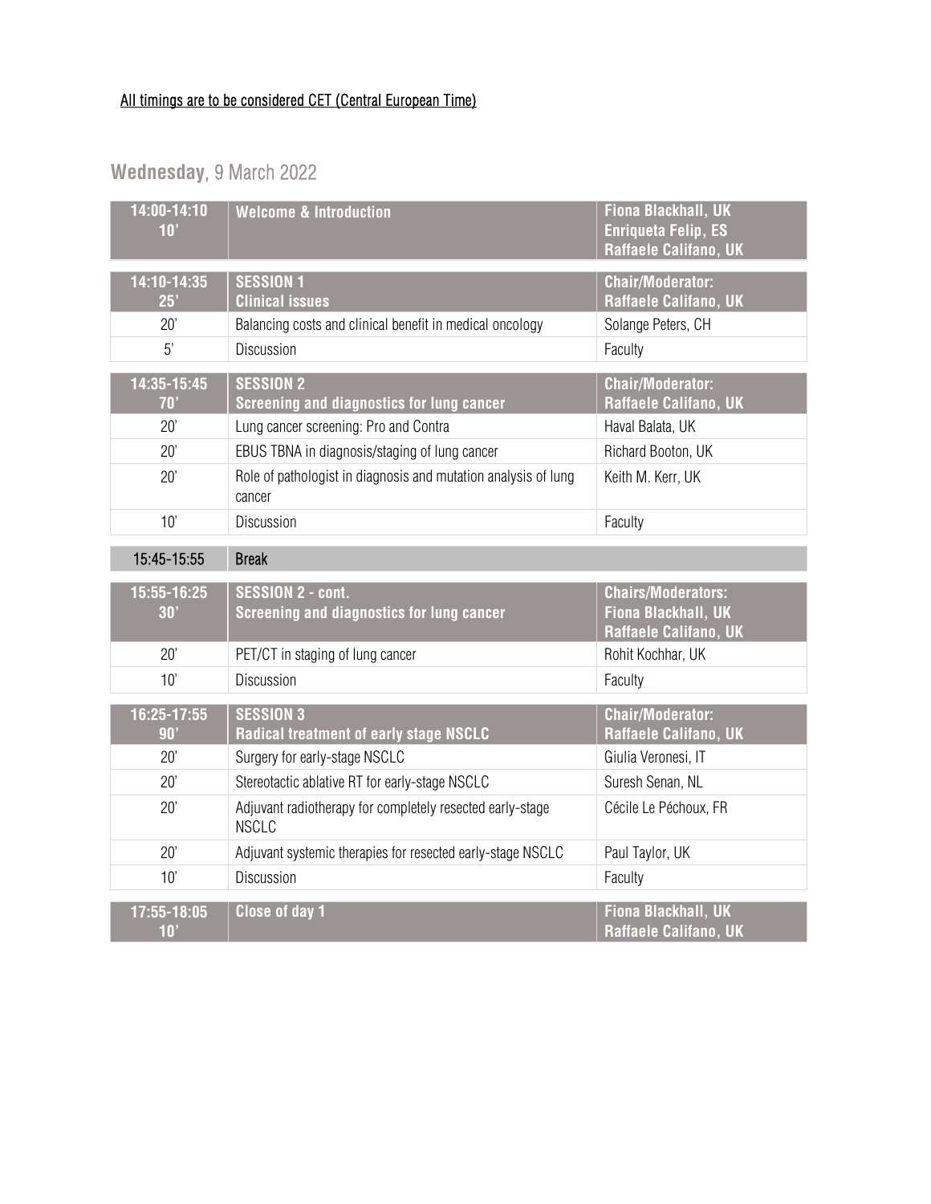<u>All timings are to be considered CET (Central European Time)</u>

## **Wednesday**, 9 March 2022

| **14:00-14:10 10'** | **Welcome & Introduction** | **Fiona Blackhall, UK Enriqueta Felip, ES Raffaele Califano, UK** |
|---|---|---|

| **14:10-14:35 25'** | **SESSION 1 Clinical issues** | **Chair/Moderator: Raffaele Califano, UK** |
|---|---|---|
| 20' | Balancing costs and clinical benefit in medical oncology | Solange Peters, CH |
| 5' | Discussion | Faculty |

| **14:35-15:45 70'** | **SESSION 2 Screening and diagnostics for lung cancer** | **Chair/Moderator: Raffaele Califano, UK** |
|---|---|---|
| 20' | Lung cancer screening: Pro and Contra | Haval Balata, UK |
| 20' | EBUS TBNA in diagnosis/staging of lung cancer | Richard Booton, UK |
| 20' | Role of pathologist in diagnosis and mutation analysis of lung cancer | Keith M. Kerr, UK |
| 10' | Discussion | Faculty |

| 15:45-15:55 | Break |
|---|---|

| **15:55-16:25 30'** | **SESSION 2 - cont. Screening and diagnostics for lung cancer** | **Chairs/Moderators: Fiona Blackhall, UK Raffaele Califano, UK** |
|---|---|---|
| 20' | PET/CT in staging of lung cancer | Rohit Kochhar, UK |
| 10' | Discussion | Faculty |

| **16:25-17:55 90'** | **SESSION 3 Radical treatment of early stage NSCLC** | **Chair/Moderator: Raffaele Califano, UK** |
|---|---|---|
| 20' | Surgery for early-stage NSCLC | Giulia Veronesi, IT |
| 20' | Stereotactic ablative RT for early-stage NSCLC | Suresh Senan, NL |
| 20' | Adjuvant radiotherapy for completely resected early-stage NSCLC | Cécile Le Péchoux, FR |
| 20' | Adjuvant systemic therapies for resected early-stage NSCLC | Paul Taylor, UK |
| 10' | Discussion | Faculty |

| **17:55-18:05 10'** | **Close of day 1** | **Fiona Blackhall, UK Raffaele Califano, UK** |
|---|---|---|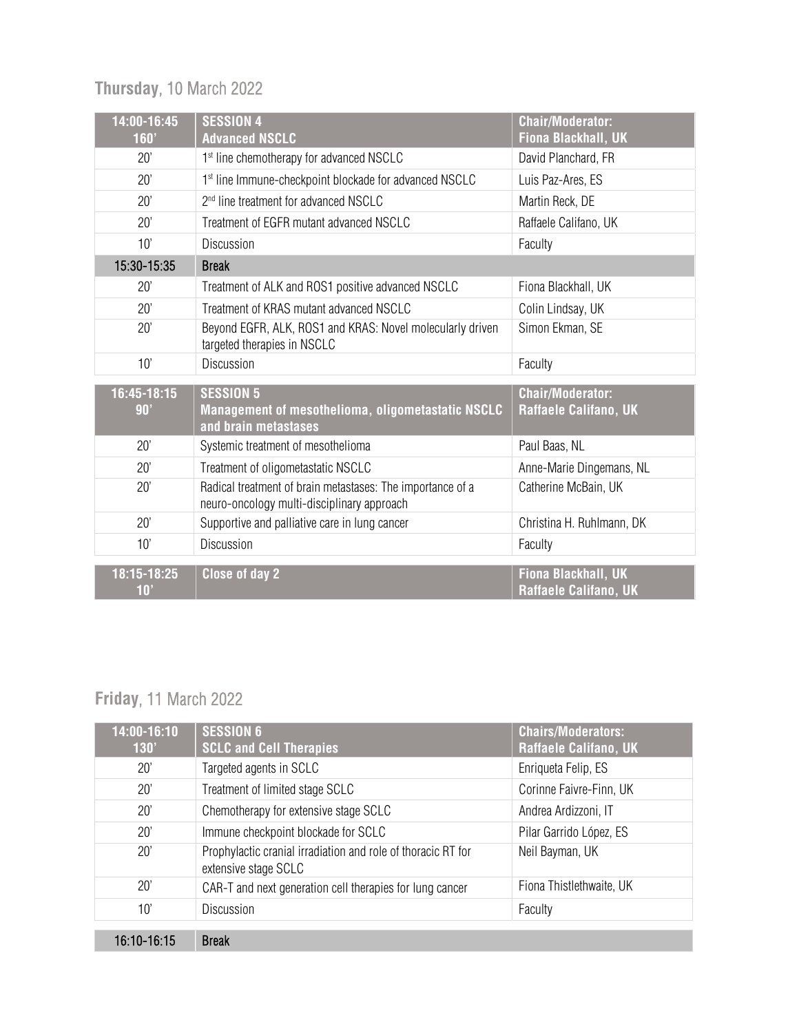## **Thursday**, 10 March 2022

| 14:00-16:45<br>160' | SESSION 4<br>Advanced NSCLC | Chair/Moderator:<br>Fiona Blackhall, UK |
|---|---|---|
| 20' | 1st line chemotherapy for advanced NSCLC | David Planchard, FR |
| 20' | 1st line Immune-checkpoint blockade for advanced NSCLC | Luis Paz-Ares, ES |
| 20' | 2nd line treatment for advanced NSCLC | Martin Reck, DE |
| 20' | Treatment of EGFR mutant advanced NSCLC | Raffaele Califano, UK |
| 10' | Discussion | Faculty |
| 15:30-15:35 | **Break** | |
| 20' | Treatment of ALK and ROS1 positive advanced NSCLC | Fiona Blackhall, UK |
| 20' | Treatment of KRAS mutant advanced NSCLC | Colin Lindsay, UK |
| 20' | Beyond EGFR, ALK, ROS1 and KRAS: Novel molecularly driven targeted therapies in NSCLC | Simon Ekman, SE |
| 10' | Discussion | Faculty |

| 16:45-18:15<br>90' | SESSION 5<br>Management of mesothelioma, oligometastatic NSCLC and brain metastases | Chair/Moderator:<br>Raffaele Califano, UK |
|---|---|---|
| 20' | Systemic treatment of mesothelioma | Paul Baas, NL |
| 20' | Treatment of oligometastatic NSCLC | Anne-Marie Dingemans, NL |
| 20' | Radical treatment of brain metastases: The importance of a neuro-oncology multi-disciplinary approach | Catherine McBain, UK |
| 20' | Supportive and palliative care in lung cancer | Christina H. Ruhlmann, DK |
| 10' | Discussion | Faculty |

| 18:15-18:25<br>10' | Close of day 2 | Fiona Blackhall, UK<br>Raffaele Califano, UK |
|---|---|---|

## **Friday**, 11 March 2022

| 14:00-16:10<br>130' | SESSION 6<br>SCLC and Cell Therapies | Chairs/Moderators:<br>Raffaele Califano, UK |
|---|---|---|
| 20' | Targeted agents in SCLC | Enriqueta Felip, ES |
| 20' | Treatment of limited stage SCLC | Corinne Faivre-Finn, UK |
| 20' | Chemotherapy for extensive stage SCLC | Andrea Ardizzoni, IT |
| 20' | Immune checkpoint blockade for SCLC | Pilar Garrido López, ES |
| 20' | Prophylactic cranial irradiation and role of thoracic RT for extensive stage SCLC | Neil Bayman, UK |
| 20' | CAR-T and next generation cell therapies for lung cancer | Fiona Thistlethwaite, UK |
| 10' | Discussion | Faculty |
| 16:10-16:15 | **Break** | |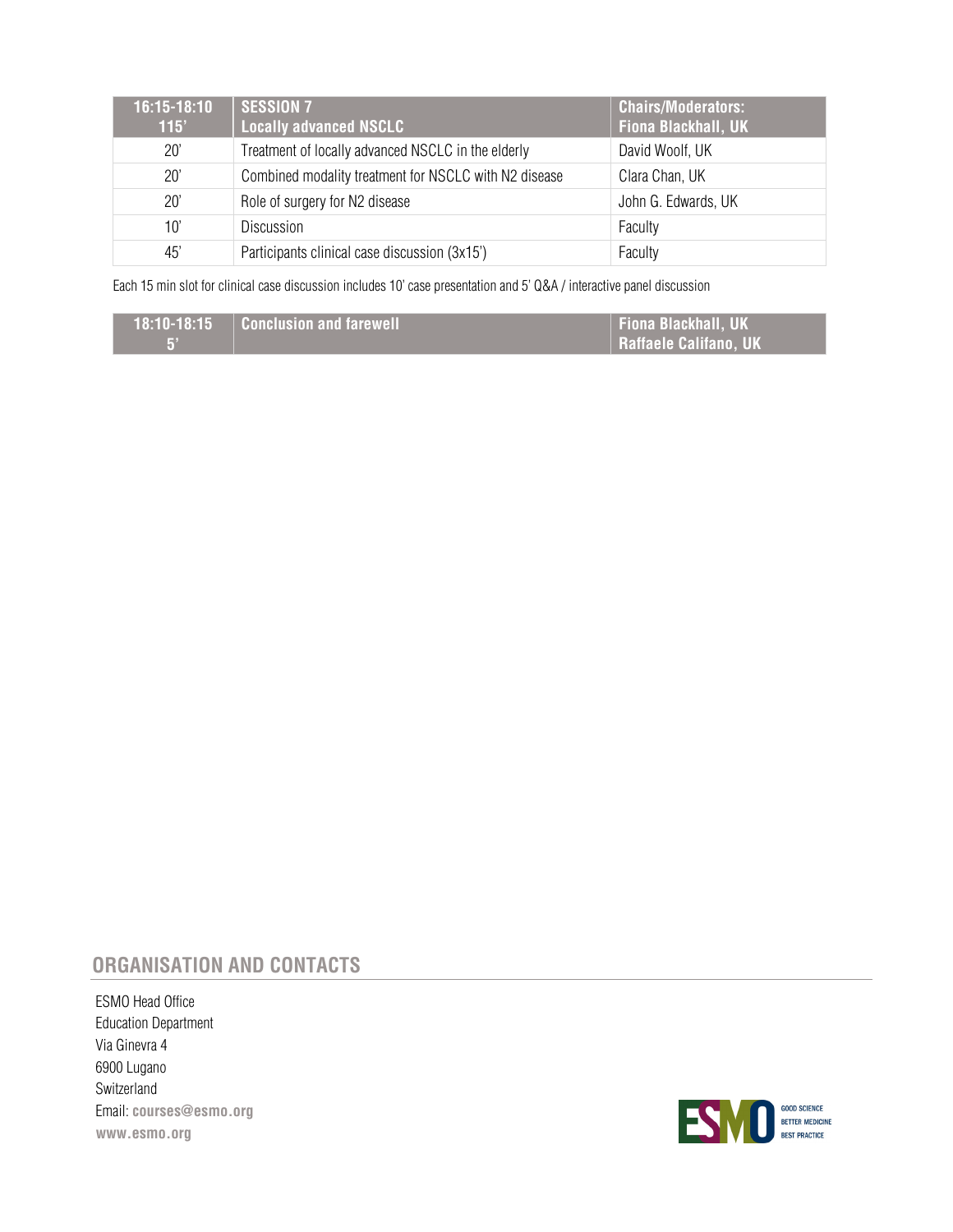| 16:15-18:10 115' | SESSION 7 Locally advanced NSCLC | Chairs/Moderators: Fiona Blackhall, UK |
|---|---|---|
| 20' | Treatment of locally advanced NSCLC in the elderly | David Woolf, UK |
| 20' | Combined modality treatment for NSCLC with N2 disease | Clara Chan, UK |
| 20' | Role of surgery for N2 disease | John G. Edwards, UK |
| 10' | Discussion | Faculty |
| 45' | Participants clinical case discussion (3x15') | Faculty |

Each 15 min slot for clinical case discussion includes 10' case presentation and 5' Q&A / interactive panel discussion

| 18:10-18:15 5' | Conclusion and farewell | Fiona Blackhall, UK Raffaele Califano, UK |
|---|---|---|

## ORGANISATION AND CONTACTS

ESMO Head Office
Education Department
Via Ginevra 4
6900 Lugano
Switzerland
Email: **courses@esmo.org**
**www.esmo.org**

ESMO GOOD SCIENCE BETTER MEDICINE BEST PRACTICE